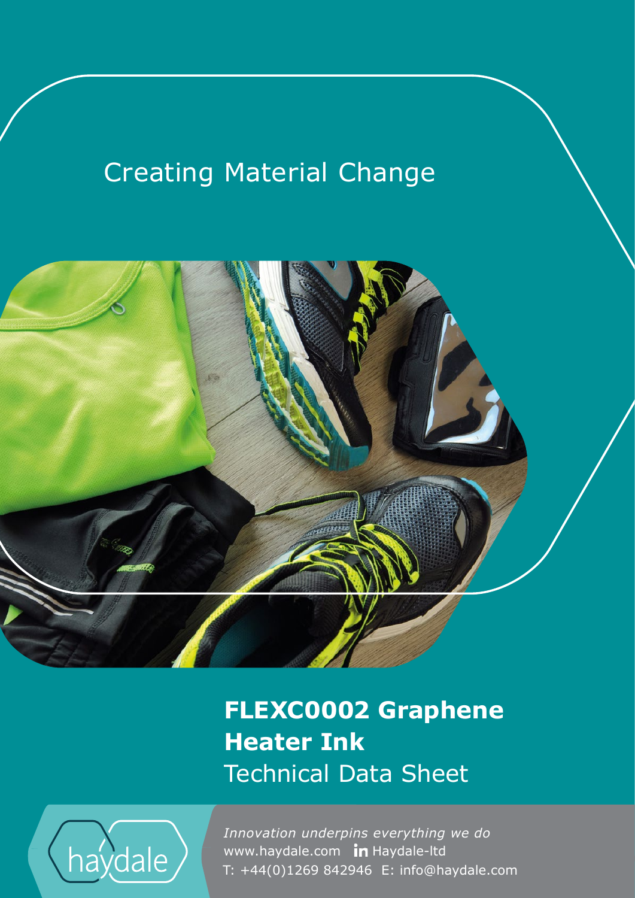Creating Material Change

# FLEXC0002 Graphene Heater Ink

Technical Data Sheet

haydale

*Innovation underpins everything we do*

www.haydale.com   Haydale-ltd

T: +44(0)1269 842946  E: info@haydale.com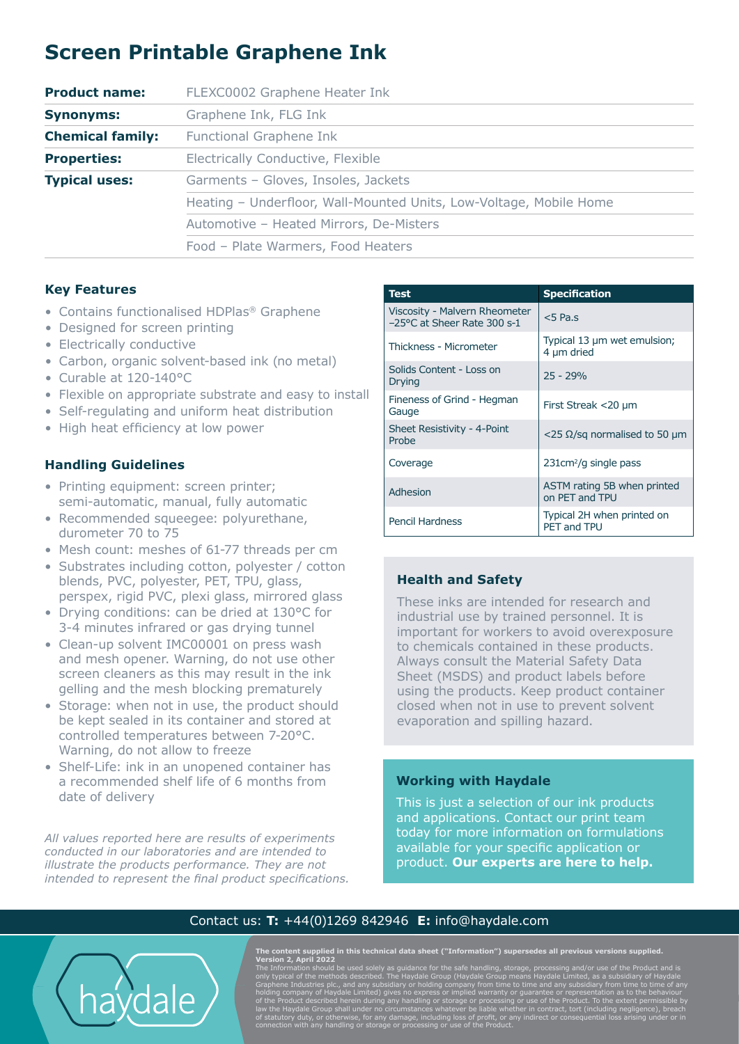# Screen Printable Graphene Ink

| | |
|---|---|
| **Product name:** | FLEXC0002 Graphene Heater Ink |
| **Synonyms:** | Graphene Ink, FLG Ink |
| **Chemical family:** | Functional Graphene Ink |
| **Properties:** | Electrically Conductive, Flexible |
| **Typical uses:** | Garments – Gloves, Insoles, Jackets |
| | Heating – Underfloor, Wall-Mounted Units, Low-Voltage, Mobile Home |
| | Automotive – Heated Mirrors, De-Misters |
| | Food – Plate Warmers, Food Heaters |

### Key Features

- Contains functionalised HDPlas® Graphene
- Designed for screen printing
- Electrically conductive
- Carbon, organic solvent-based ink (no metal)
- Curable at 120-140°C
- Flexible on appropriate substrate and easy to install
- Self-regulating and uniform heat distribution
- High heat efficiency at low power

### Handling Guidelines

- Printing equipment: screen printer; semi-automatic, manual, fully automatic
- Recommended squeegee: polyurethane, durometer 70 to 75
- Mesh count: meshes of 61-77 threads per cm
- Substrates including cotton, polyester / cotton blends, PVC, polyester, PET, TPU, glass, perspex, rigid PVC, plexi glass, mirrored glass
- Drying conditions: can be dried at 130°C for 3-4 minutes infrared or gas drying tunnel
- Clean-up solvent IMC00001 on press wash and mesh opener. Warning, do not use other screen cleaners as this may result in the ink gelling and the mesh blocking prematurely
- Storage: when not in use, the product should be kept sealed in its container and stored at controlled temperatures between 7-20°C. Warning, do not allow to freeze
- Shelf-Life: ink in an unopened container has a recommended shelf life of 6 months from date of delivery

*All values reported here are results of experiments conducted in our laboratories and are intended to illustrate the products performance. They are not intended to represent the final product specifications.*

| Test | Specification |
|---|---|
| Viscosity - Malvern Rheometer –25°C at Sheer Rate 300 s-1 | <5 Pa.s |
| Thickness - Micrometer | Typical 13 µm wet emulsion; 4 µm dried |
| Solids Content - Loss on Drying | 25 - 29% |
| Fineness of Grind - Hegman Gauge | First Streak <20 µm |
| Sheet Resistivity - 4-Point Probe | <25 Ω/sq normalised to 50 µm |
| Coverage | 231cm²/g single pass |
| Adhesion | ASTM rating 5B when printed on PET and TPU |
| Pencil Hardness | Typical 2H when printed on PET and TPU |

### Health and Safety

These inks are intended for research and industrial use by trained personnel. It is important for workers to avoid overexposure to chemicals contained in these products. Always consult the Material Safety Data Sheet (MSDS) and product labels before using the products. Keep product container closed when not in use to prevent solvent evaporation and spilling hazard.

### Working with Haydale

This is just a selection of our ink products and applications. Contact our print team today for more information on formulations available for your specific application or product. **Our experts are here to help.**

Contact us: **T:** +44(0)1269 842946 **E:** info@haydale.com

haydale

**The content supplied in this technical data sheet ("Information") supersedes all previous versions supplied. Version 2, April 2022**

The Information should be used solely as guidance for the safe handling, storage, processing and/or use of the Product and is only typical of the methods described. The Haydale Group (Haydale Group means Haydale Limited, as a subsidiary of Haydale Graphene Industries plc., and any subsidiary or holding company from time to time and any subsidiary from time to time of any holding company of Haydale Limited) gives no express or implied warranty or guarantee or representation as to the behaviour of the Product described herein during any handling or storage or processing or use of the Product. To the extent permissible by law the Haydale Group shall under no circumstances whatever be liable whether in contract, tort (including negligence), breach of statutory duty, or otherwise, for any damage, including loss of profit, or any indirect or consequential loss arising under or in connection with any handling or storage or processing or use of the Product.